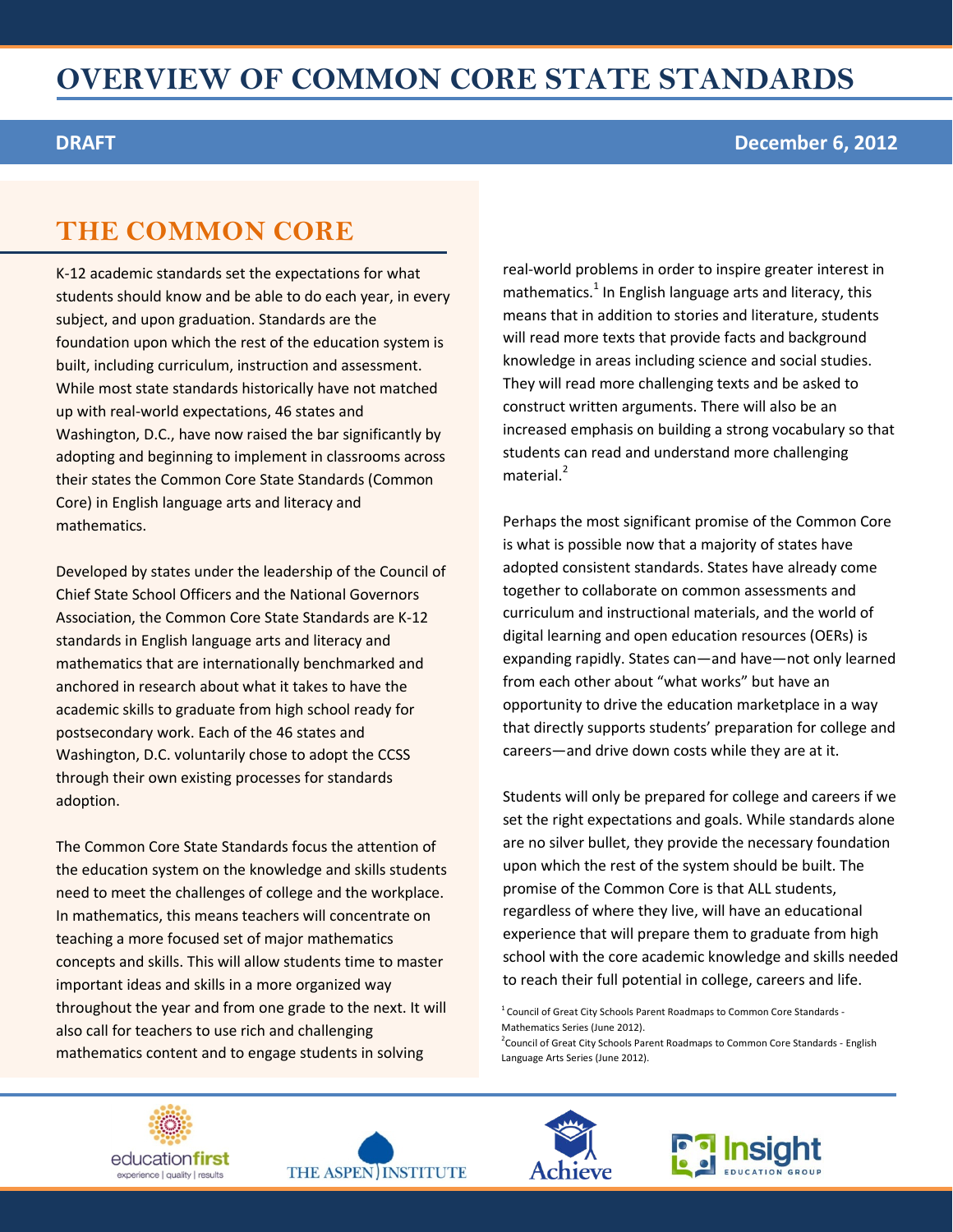# OVERVIEW OF COMMON CORE STATE STANDARDS

**DRAFT** — **December 6, 2012**

## THE COMMON CORE

K-12 academic standards set the expectations for what students should know and be able to do each year, in every subject, and upon graduation. Standards are the foundation upon which the rest of the education system is built, including curriculum, instruction and assessment. While most state standards historically have not matched up with real-world expectations, 46 states and Washington, D.C., have now raised the bar significantly by adopting and beginning to implement in classrooms across their states the Common Core State Standards (Common Core) in English language arts and literacy and mathematics.

Developed by states under the leadership of the Council of Chief State School Officers and the National Governors Association, the Common Core State Standards are K-12 standards in English language arts and literacy and mathematics that are internationally benchmarked and anchored in research about what it takes to have the academic skills to graduate from high school ready for postsecondary work. Each of the 46 states and Washington, D.C. voluntarily chose to adopt the CCSS through their own existing processes for standards adoption.

The Common Core State Standards focus the attention of the education system on the knowledge and skills students need to meet the challenges of college and the workplace. In mathematics, this means teachers will concentrate on teaching a more focused set of major mathematics concepts and skills. This will allow students time to master important ideas and skills in a more organized way throughout the year and from one grade to the next. It will also call for teachers to use rich and challenging mathematics content and to engage students in solving real-world problems in order to inspire greater interest in mathematics.[1] In English language arts and literacy, this means that in addition to stories and literature, students will read more texts that provide facts and background knowledge in areas including science and social studies. They will read more challenging texts and be asked to construct written arguments. There will also be an increased emphasis on building a strong vocabulary so that students can read and understand more challenging material.[2]

Perhaps the most significant promise of the Common Core is what is possible now that a majority of states have adopted consistent standards. States have already come together to collaborate on common assessments and curriculum and instructional materials, and the world of digital learning and open education resources (OERs) is expanding rapidly. States can—and have—not only learned from each other about "what works" but have an opportunity to drive the education marketplace in a way that directly supports students' preparation for college and careers—and drive down costs while they are at it.

Students will only be prepared for college and careers if we set the right expectations and goals. While standards alone are no silver bullet, they provide the necessary foundation upon which the rest of the system should be built. The promise of the Common Core is that ALL students, regardless of where they live, will have an educational experience that will prepare them to graduate from high school with the core academic knowledge and skills needed to reach their full potential in college, careers and life.

[1] Council of Great City Schools Parent Roadmaps to Common Core Standards - Mathematics Series (June 2012).

[2] Council of Great City Schools Parent Roadmaps to Common Core Standards - English Language Arts Series (June 2012).

educationfirst — experience | quality | results · THE ASPEN INSTITUTE · Achieve · Insight EDUCATION GROUP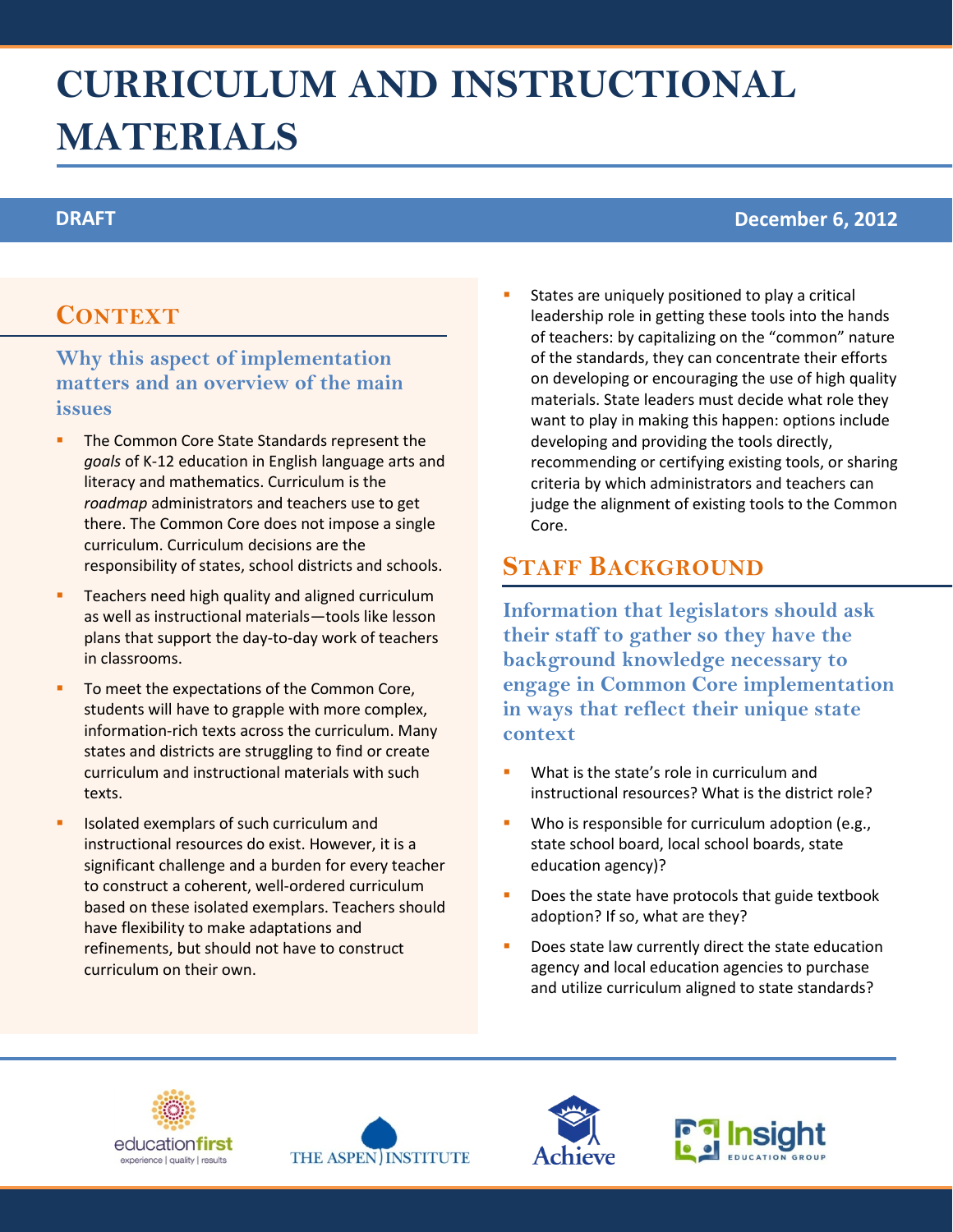# CURRICULUM AND INSTRUCTIONAL MATERIALS

**DRAFT** **December 6, 2012**

## Context

### Why this aspect of implementation matters and an overview of the main issues

- The Common Core State Standards represent the *goals* of K-12 education in English language arts and literacy and mathematics. Curriculum is the *roadmap* administrators and teachers use to get there. The Common Core does not impose a single curriculum. Curriculum decisions are the responsibility of states, school districts and schools.
- Teachers need high quality and aligned curriculum as well as instructional materials—tools like lesson plans that support the day-to-day work of teachers in classrooms.
- To meet the expectations of the Common Core, students will have to grapple with more complex, information-rich texts across the curriculum. Many states and districts are struggling to find or create curriculum and instructional materials with such texts.
- Isolated exemplars of such curriculum and instructional resources do exist. However, it is a significant challenge and a burden for every teacher to construct a coherent, well-ordered curriculum based on these isolated exemplars. Teachers should have flexibility to make adaptations and refinements, but should not have to construct curriculum on their own.
- States are uniquely positioned to play a critical leadership role in getting these tools into the hands of teachers: by capitalizing on the "common" nature of the standards, they can concentrate their efforts on developing or encouraging the use of high quality materials. State leaders must decide what role they want to play in making this happen: options include developing and providing the tools directly, recommending or certifying existing tools, or sharing criteria by which administrators and teachers can judge the alignment of existing tools to the Common Core.

## Staff Background

### Information that legislators should ask their staff to gather so they have the background knowledge necessary to engage in Common Core implementation in ways that reflect their unique state context

- What is the state's role in curriculum and instructional resources? What is the district role?
- Who is responsible for curriculum adoption (e.g., state school board, local school boards, state education agency)?
- Does the state have protocols that guide textbook adoption? If so, what are they?
- Does state law currently direct the state education agency and local education agencies to purchase and utilize curriculum aligned to state standards?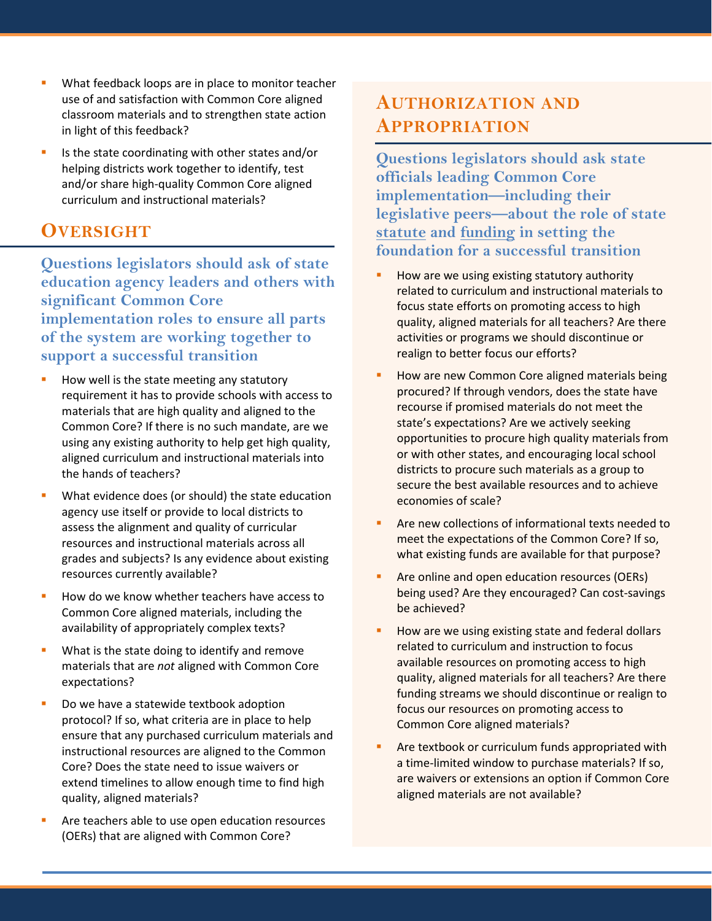- What feedback loops are in place to monitor teacher use of and satisfaction with Common Core aligned classroom materials and to strengthen state action in light of this feedback?
- Is the state coordinating with other states and/or helping districts work together to identify, test and/or share high-quality Common Core aligned curriculum and instructional materials?

## Oversight

**Questions legislators should ask of state education agency leaders and others with significant Common Core implementation roles to ensure all parts of the system are working together to support a successful transition**

- How well is the state meeting any statutory requirement it has to provide schools with access to materials that are high quality and aligned to the Common Core? If there is no such mandate, are we using any existing authority to help get high quality, aligned curriculum and instructional materials into the hands of teachers?
- What evidence does (or should) the state education agency use itself or provide to local districts to assess the alignment and quality of curricular resources and instructional materials across all grades and subjects? Is any evidence about existing resources currently available?
- How do we know whether teachers have access to Common Core aligned materials, including the availability of appropriately complex texts?
- What is the state doing to identify and remove materials that are *not* aligned with Common Core expectations?
- Do we have a statewide textbook adoption protocol? If so, what criteria are in place to help ensure that any purchased curriculum materials and instructional resources are aligned to the Common Core? Does the state need to issue waivers or extend timelines to allow enough time to find high quality, aligned materials?
- Are teachers able to use open education resources (OERs) that are aligned with Common Core?

## Authorization and Appropriation

**Questions legislators should ask state officials leading Common Core implementation—including their legislative peers—about the role of state statute and funding in setting the foundation for a successful transition**

- How are we using existing statutory authority related to curriculum and instructional materials to focus state efforts on promoting access to high quality, aligned materials for all teachers? Are there activities or programs we should discontinue or realign to better focus our efforts?
- How are new Common Core aligned materials being procured? If through vendors, does the state have recourse if promised materials do not meet the state's expectations? Are we actively seeking opportunities to procure high quality materials from or with other states, and encouraging local school districts to procure such materials as a group to secure the best available resources and to achieve economies of scale?
- Are new collections of informational texts needed to meet the expectations of the Common Core? If so, what existing funds are available for that purpose?
- Are online and open education resources (OERs) being used? Are they encouraged? Can cost-savings be achieved?
- How are we using existing state and federal dollars related to curriculum and instruction to focus available resources on promoting access to high quality, aligned materials for all teachers? Are there funding streams we should discontinue or realign to focus our resources on promoting access to Common Core aligned materials?
- Are textbook or curriculum funds appropriated with a time-limited window to purchase materials? If so, are waivers or extensions an option if Common Core aligned materials are not available?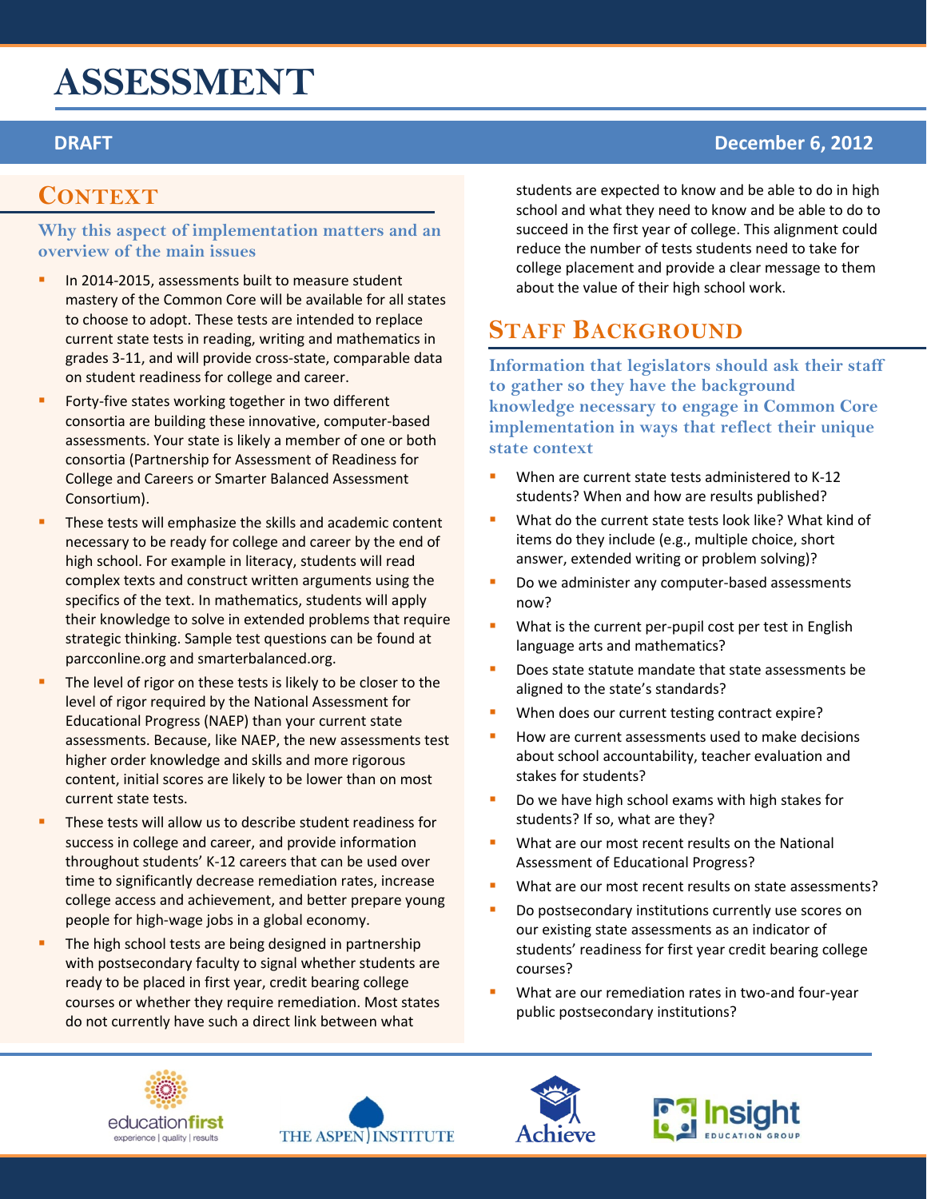# ASSESSMENT

**DRAFT** **December 6, 2012**

## Context

### Why this aspect of implementation matters and an overview of the main issues

- In 2014-2015, assessments built to measure student mastery of the Common Core will be available for all states to choose to adopt. These tests are intended to replace current state tests in reading, writing and mathematics in grades 3-11, and will provide cross-state, comparable data on student readiness for college and career.
- Forty-five states working together in two different consortia are building these innovative, computer-based assessments. Your state is likely a member of one or both consortia (Partnership for Assessment of Readiness for College and Careers or Smarter Balanced Assessment Consortium).
- These tests will emphasize the skills and academic content necessary to be ready for college and career by the end of high school. For example in literacy, students will read complex texts and construct written arguments using the specifics of the text. In mathematics, students will apply their knowledge to solve in extended problems that require strategic thinking. Sample test questions can be found at parcconline.org and smarterbalanced.org.
- The level of rigor on these tests is likely to be closer to the level of rigor required by the National Assessment for Educational Progress (NAEP) than your current state assessments. Because, like NAEP, the new assessments test higher order knowledge and skills and more rigorous content, initial scores are likely to be lower than on most current state tests.
- These tests will allow us to describe student readiness for success in college and career, and provide information throughout students' K-12 careers that can be used over time to significantly decrease remediation rates, increase college access and achievement, and better prepare young people for high-wage jobs in a global economy.
- The high school tests are being designed in partnership with postsecondary faculty to signal whether students are ready to be placed in first year, credit bearing college courses or whether they require remediation. Most states do not currently have such a direct link between what students are expected to know and be able to do in high school and what they need to know and be able to do to succeed in the first year of college. This alignment could reduce the number of tests students need to take for college placement and provide a clear message to them about the value of their high school work.

## Staff Background

### Information that legislators should ask their staff to gather so they have the background knowledge necessary to engage in Common Core implementation in ways that reflect their unique state context

- When are current state tests administered to K-12 students? When and how are results published?
- What do the current state tests look like? What kind of items do they include (e.g., multiple choice, short answer, extended writing or problem solving)?
- Do we administer any computer-based assessments now?
- What is the current per-pupil cost per test in English language arts and mathematics?
- Does state statute mandate that state assessments be aligned to the state's standards?
- When does our current testing contract expire?
- How are current assessments used to make decisions about school accountability, teacher evaluation and stakes for students?
- Do we have high school exams with high stakes for students? If so, what are they?
- What are our most recent results on the National Assessment of Educational Progress?
- What are our most recent results on state assessments?
- Do postsecondary institutions currently use scores on our existing state assessments as an indicator of students' readiness for first year credit bearing college courses?
- What are our remediation rates in two-and four-year public postsecondary institutions?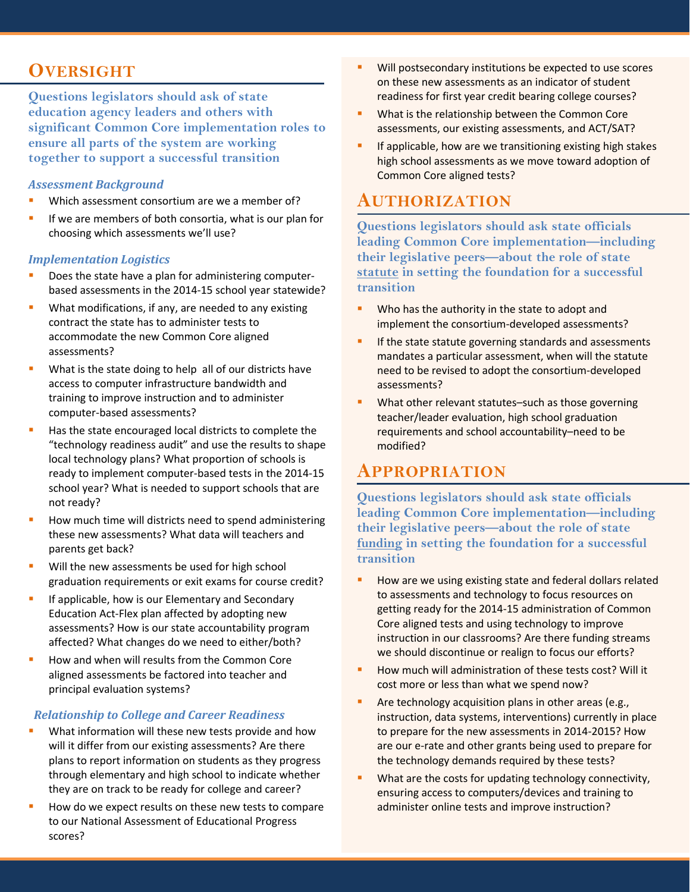## Oversight

**Questions legislators should ask of state education agency leaders and others with significant Common Core implementation roles to ensure all parts of the system are working together to support a successful transition**

### *Assessment Background*

- Which assessment consortium are we a member of?
- If we are members of both consortia, what is our plan for choosing which assessments we'll use?

### *Implementation Logistics*

- Does the state have a plan for administering computer-based assessments in the 2014-15 school year statewide?
- What modifications, if any, are needed to any existing contract the state has to administer tests to accommodate the new Common Core aligned assessments?
- What is the state doing to help all of our districts have access to computer infrastructure bandwidth and training to improve instruction and to administer computer-based assessments?
- Has the state encouraged local districts to complete the "technology readiness audit" and use the results to shape local technology plans? What proportion of schools is ready to implement computer-based tests in the 2014-15 school year? What is needed to support schools that are not ready?
- How much time will districts need to spend administering these new assessments? What data will teachers and parents get back?
- Will the new assessments be used for high school graduation requirements or exit exams for course credit?
- If applicable, how is our Elementary and Secondary Education Act-Flex plan affected by adopting new assessments? How is our state accountability program affected? What changes do we need to either/both?
- How and when will results from the Common Core aligned assessments be factored into teacher and principal evaluation systems?

### *Relationship to College and Career Readiness*

- What information will these new tests provide and how will it differ from our existing assessments? Are there plans to report information on students as they progress through elementary and high school to indicate whether they are on track to be ready for college and career?
- How do we expect results on these new tests to compare to our National Assessment of Educational Progress scores?
- Will postsecondary institutions be expected to use scores on these new assessments as an indicator of student readiness for first year credit bearing college courses?
- What is the relationship between the Common Core assessments, our existing assessments, and ACT/SAT?
- If applicable, how are we transitioning existing high stakes high school assessments as we move toward adoption of Common Core aligned tests?

## Authorization

**Questions legislators should ask state officials leading Common Core implementation—including their legislative peers—about the role of state statute in setting the foundation for a successful transition**

- Who has the authority in the state to adopt and implement the consortium-developed assessments?
- If the state statute governing standards and assessments mandates a particular assessment, when will the statute need to be revised to adopt the consortium-developed assessments?
- What other relevant statutes–such as those governing teacher/leader evaluation, high school graduation requirements and school accountability–need to be modified?

## Appropriation

**Questions legislators should ask state officials leading Common Core implementation—including their legislative peers—about the role of state funding in setting the foundation for a successful transition**

- How are we using existing state and federal dollars related to assessments and technology to focus resources on getting ready for the 2014-15 administration of Common Core aligned tests and using technology to improve instruction in our classrooms? Are there funding streams we should discontinue or realign to focus our efforts?
- How much will administration of these tests cost? Will it cost more or less than what we spend now?
- Are technology acquisition plans in other areas (e.g., instruction, data systems, interventions) currently in place to prepare for the new assessments in 2014-2015? How are our e-rate and other grants being used to prepare for the technology demands required by these tests?
- What are the costs for updating technology connectivity, ensuring access to computers/devices and training to administer online tests and improve instruction?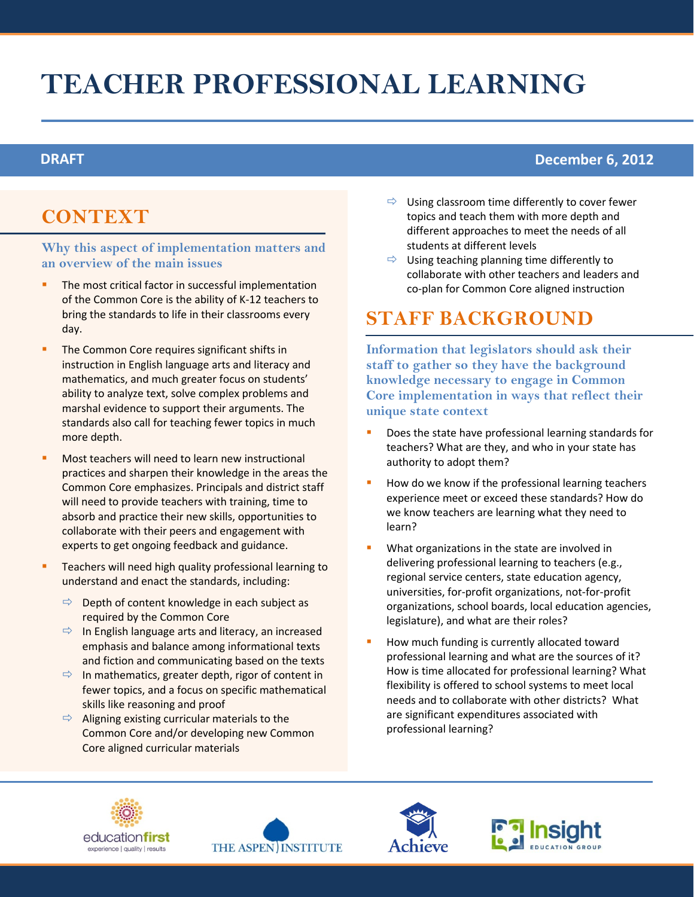# TEACHER PROFESSIONAL LEARNING

**DRAFT** **December 6, 2012**

## CONTEXT

### Why this aspect of implementation matters and an overview of the main issues

- The most critical factor in successful implementation of the Common Core is the ability of K-12 teachers to bring the standards to life in their classrooms every day.
- The Common Core requires significant shifts in instruction in English language arts and literacy and mathematics, and much greater focus on students' ability to analyze text, solve complex problems and marshal evidence to support their arguments. The standards also call for teaching fewer topics in much more depth.
- Most teachers will need to learn new instructional practices and sharpen their knowledge in the areas the Common Core emphasizes. Principals and district staff will need to provide teachers with training, time to absorb and practice their new skills, opportunities to collaborate with their peers and engagement with experts to get ongoing feedback and guidance.
- Teachers will need high quality professional learning to understand and enact the standards, including:
  - Depth of content knowledge in each subject as required by the Common Core
  - In English language arts and literacy, an increased emphasis and balance among informational texts and fiction and communicating based on the texts
  - In mathematics, greater depth, rigor of content in fewer topics, and a focus on specific mathematical skills like reasoning and proof
  - Aligning existing curricular materials to the Common Core and/or developing new Common Core aligned curricular materials
  - Using classroom time differently to cover fewer topics and teach them with more depth and different approaches to meet the needs of all students at different levels
  - Using teaching planning time differently to collaborate with other teachers and leaders and co-plan for Common Core aligned instruction

## STAFF BACKGROUND

### Information that legislators should ask their staff to gather so they have the background knowledge necessary to engage in Common Core implementation in ways that reflect their unique state context

- Does the state have professional learning standards for teachers? What are they, and who in your state has authority to adopt them?
- How do we know if the professional learning teachers experience meet or exceed these standards? How do we know teachers are learning what they need to learn?
- What organizations in the state are involved in delivering professional learning to teachers (e.g., regional service centers, state education agency, universities, for-profit organizations, not-for-profit organizations, school boards, local education agencies, legislature), and what are their roles?
- How much funding is currently allocated toward professional learning and what are the sources of it? How is time allocated for professional learning? What flexibility is offered to school systems to meet local needs and to collaborate with other districts? What are significant expenditures associated with professional learning?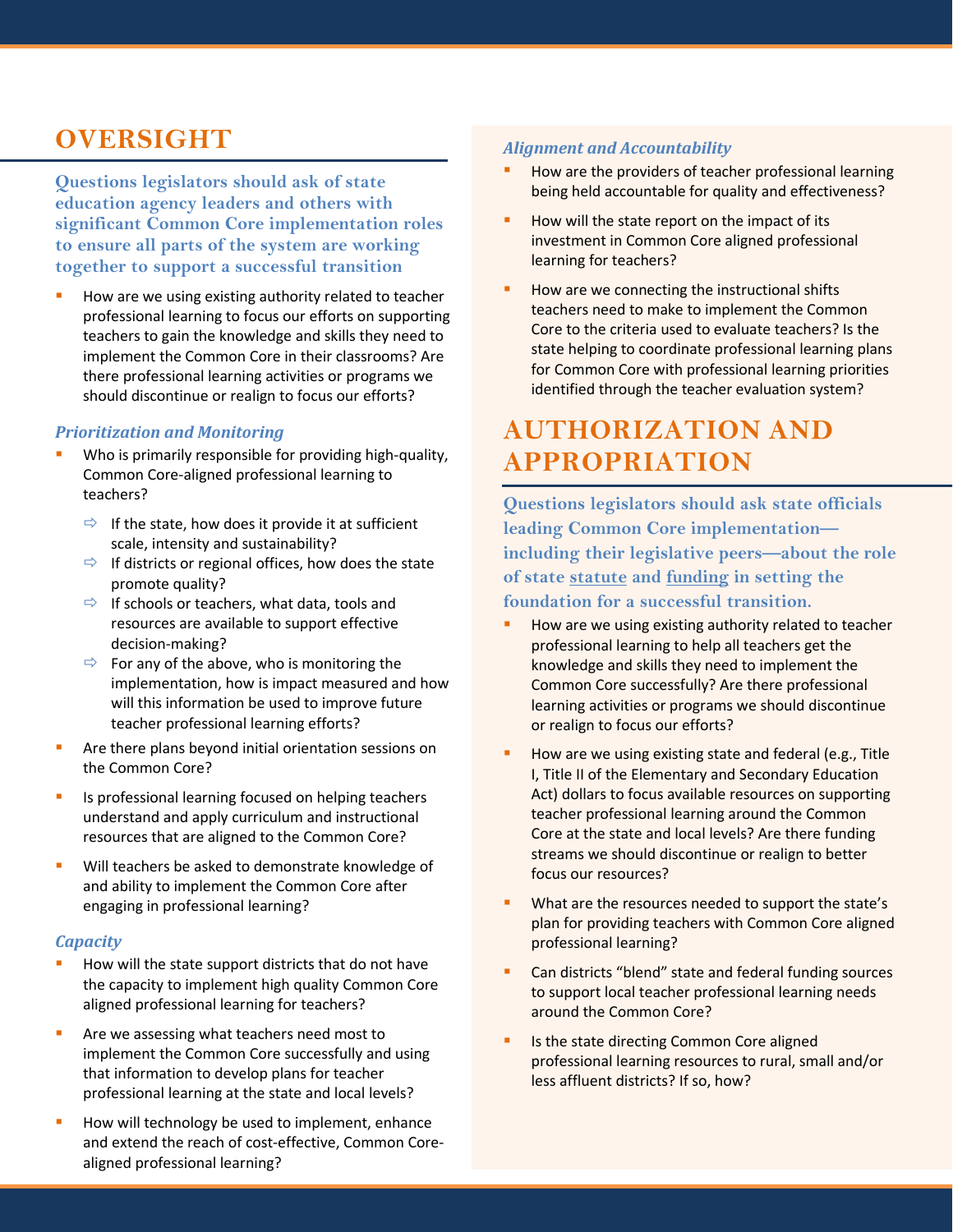## OVERSIGHT

**Questions legislators should ask of state education agency leaders and others with significant Common Core implementation roles to ensure all parts of the system are working together to support a successful transition**

- How are we using existing authority related to teacher professional learning to focus our efforts on supporting teachers to gain the knowledge and skills they need to implement the Common Core in their classrooms? Are there professional learning activities or programs we should discontinue or realign to focus our efforts?

### *Prioritization and Monitoring*

- Who is primarily responsible for providing high-quality, Common Core-aligned professional learning to teachers?
  - If the state, how does it provide it at sufficient scale, intensity and sustainability?
  - If districts or regional offices, how does the state promote quality?
  - If schools or teachers, what data, tools and resources are available to support effective decision-making?
  - For any of the above, who is monitoring the implementation, how is impact measured and how will this information be used to improve future teacher professional learning efforts?
- Are there plans beyond initial orientation sessions on the Common Core?
- Is professional learning focused on helping teachers understand and apply curriculum and instructional resources that are aligned to the Common Core?
- Will teachers be asked to demonstrate knowledge of and ability to implement the Common Core after engaging in professional learning?

### *Capacity*

- How will the state support districts that do not have the capacity to implement high quality Common Core aligned professional learning for teachers?
- Are we assessing what teachers need most to implement the Common Core successfully and using that information to develop plans for teacher professional learning at the state and local levels?
- How will technology be used to implement, enhance and extend the reach of cost-effective, Common Core-aligned professional learning?

### *Alignment and Accountability*

- How are the providers of teacher professional learning being held accountable for quality and effectiveness?
- How will the state report on the impact of its investment in Common Core aligned professional learning for teachers?
- How are we connecting the instructional shifts teachers need to make to implement the Common Core to the criteria used to evaluate teachers? Is the state helping to coordinate professional learning plans for Common Core with professional learning priorities identified through the teacher evaluation system?

## AUTHORIZATION AND APPROPRIATION

**Questions legislators should ask state officials leading Common Core implementation—including their legislative peers—about the role of state statute and funding in setting the foundation for a successful transition.**

- How are we using existing authority related to teacher professional learning to help all teachers get the knowledge and skills they need to implement the Common Core successfully? Are there professional learning activities or programs we should discontinue or realign to focus our efforts?
- How are we using existing state and federal (e.g., Title I, Title II of the Elementary and Secondary Education Act) dollars to focus available resources on supporting teacher professional learning around the Common Core at the state and local levels? Are there funding streams we should discontinue or realign to better focus our resources?
- What are the resources needed to support the state's plan for providing teachers with Common Core aligned professional learning?
- Can districts "blend" state and federal funding sources to support local teacher professional learning needs around the Common Core?
- Is the state directing Common Core aligned professional learning resources to rural, small and/or less affluent districts? If so, how?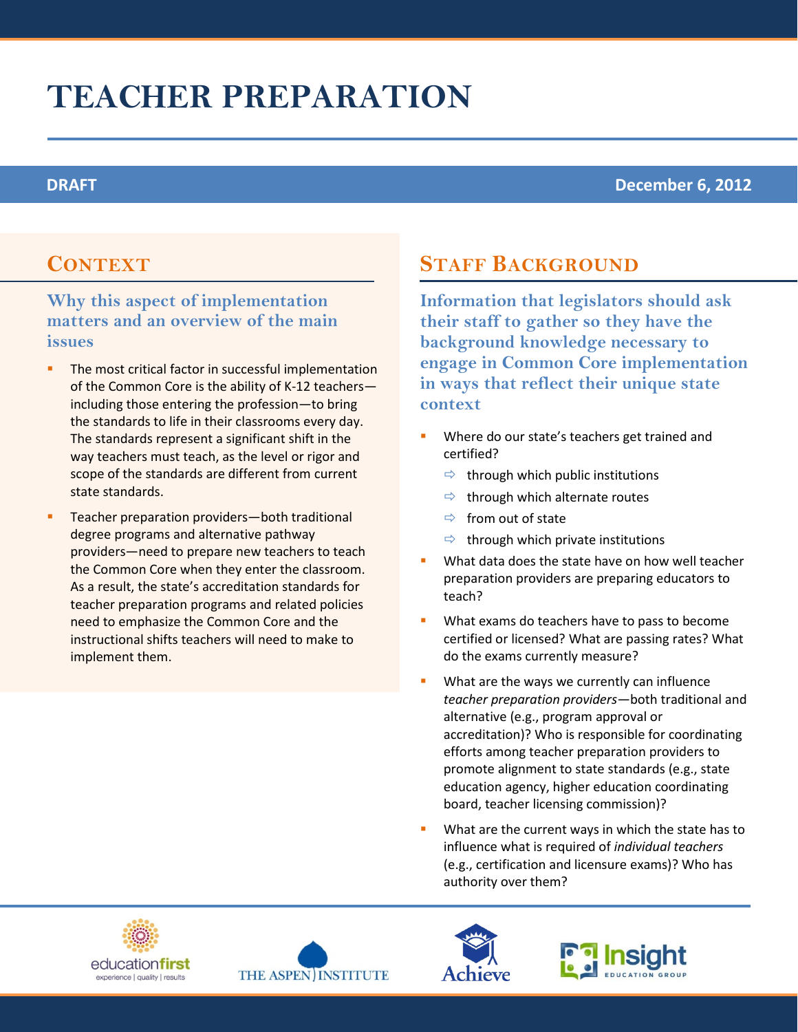# TEACHER PREPARATION

**DRAFT** **December 6, 2012**

## Context

### Why this aspect of implementation matters and an overview of the main issues

- The most critical factor in successful implementation of the Common Core is the ability of K-12 teachers—including those entering the profession—to bring the standards to life in their classrooms every day. The standards represent a significant shift in the way teachers must teach, as the level or rigor and scope of the standards are different from current state standards.
- Teacher preparation providers—both traditional degree programs and alternative pathway providers—need to prepare new teachers to teach the Common Core when they enter the classroom. As a result, the state's accreditation standards for teacher preparation programs and related policies need to emphasize the Common Core and the instructional shifts teachers will need to make to implement them.

## Staff Background

### Information that legislators should ask their staff to gather so they have the background knowledge necessary to engage in Common Core implementation in ways that reflect their unique state context

- Where do our state's teachers get trained and certified?
  - through which public institutions
  - through which alternate routes
  - from out of state
  - through which private institutions
- What data does the state have on how well teacher preparation providers are preparing educators to teach?
- What exams do teachers have to pass to become certified or licensed? What are passing rates? What do the exams currently measure?
- What are the ways we currently can influence *teacher preparation providers*—both traditional and alternative (e.g., program approval or accreditation)? Who is responsible for coordinating efforts among teacher preparation providers to promote alignment to state standards (e.g., state education agency, higher education coordinating board, teacher licensing commission)?
- What are the current ways in which the state has to influence what is required of *individual teachers* (e.g., certification and licensure exams)? Who has authority over them?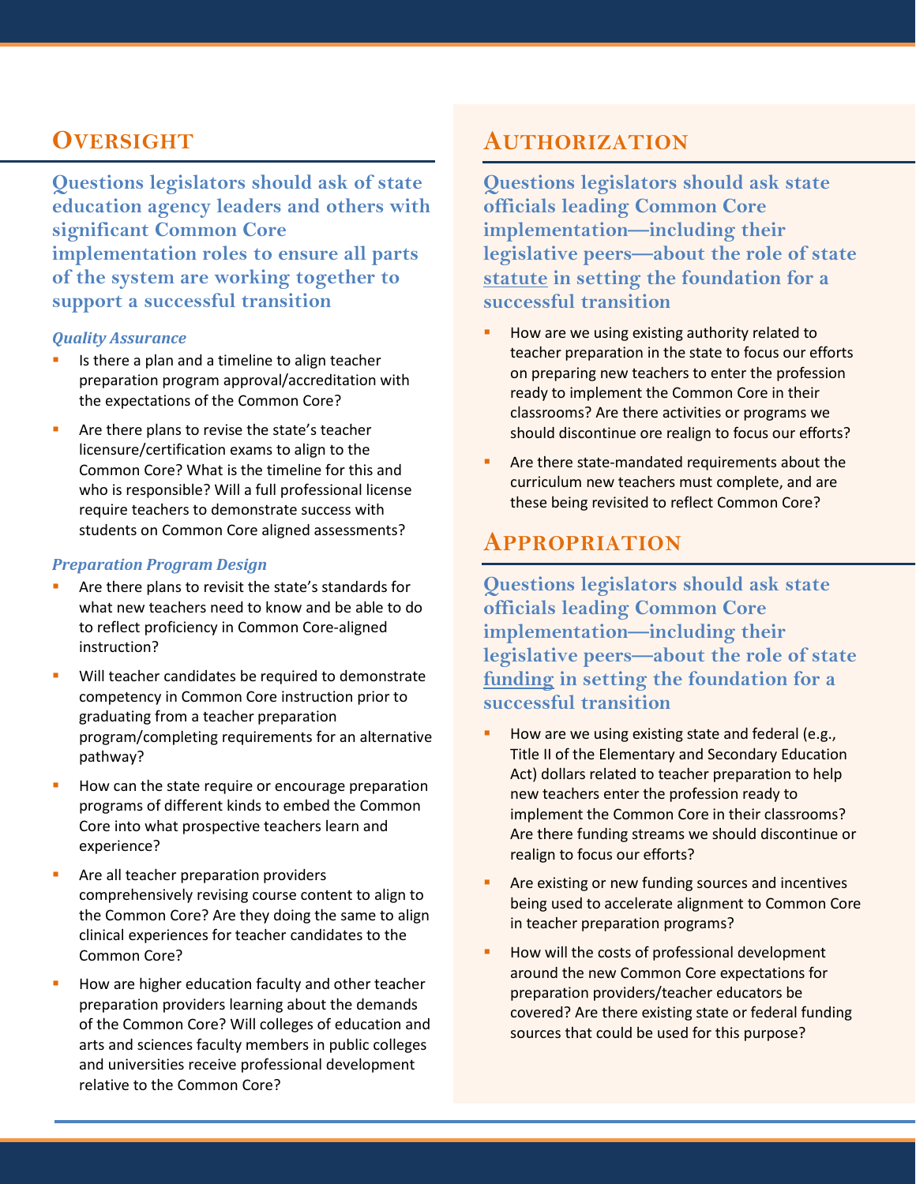## Oversight

**Questions legislators should ask of state education agency leaders and others with significant Common Core implementation roles to ensure all parts of the system are working together to support a successful transition**

*Quality Assurance*

- Is there a plan and a timeline to align teacher preparation program approval/accreditation with the expectations of the Common Core?
- Are there plans to revise the state's teacher licensure/certification exams to align to the Common Core? What is the timeline for this and who is responsible? Will a full professional license require teachers to demonstrate success with students on Common Core aligned assessments?

*Preparation Program Design*

- Are there plans to revisit the state's standards for what new teachers need to know and be able to do to reflect proficiency in Common Core-aligned instruction?
- Will teacher candidates be required to demonstrate competency in Common Core instruction prior to graduating from a teacher preparation program/completing requirements for an alternative pathway?
- How can the state require or encourage preparation programs of different kinds to embed the Common Core into what prospective teachers learn and experience?
- Are all teacher preparation providers comprehensively revising course content to align to the Common Core? Are they doing the same to align clinical experiences for teacher candidates to the Common Core?
- How are higher education faculty and other teacher preparation providers learning about the demands of the Common Core? Will colleges of education and arts and sciences faculty members in public colleges and universities receive professional development relative to the Common Core?

## Authorization

**Questions legislators should ask state officials leading Common Core implementation—including their legislative peers—about the role of state statute in setting the foundation for a successful transition**

- How are we using existing authority related to teacher preparation in the state to focus our efforts on preparing new teachers to enter the profession ready to implement the Common Core in their classrooms? Are there activities or programs we should discontinue ore realign to focus our efforts?
- Are there state-mandated requirements about the curriculum new teachers must complete, and are these being revisited to reflect Common Core?

## Appropriation

**Questions legislators should ask state officials leading Common Core implementation—including their legislative peers—about the role of state funding in setting the foundation for a successful transition**

- How are we using existing state and federal (e.g., Title II of the Elementary and Secondary Education Act) dollars related to teacher preparation to help new teachers enter the profession ready to implement the Common Core in their classrooms? Are there funding streams we should discontinue or realign to focus our efforts?
- Are existing or new funding sources and incentives being used to accelerate alignment to Common Core in teacher preparation programs?
- How will the costs of professional development around the new Common Core expectations for preparation providers/teacher educators be covered? Are there existing state or federal funding sources that could be used for this purpose?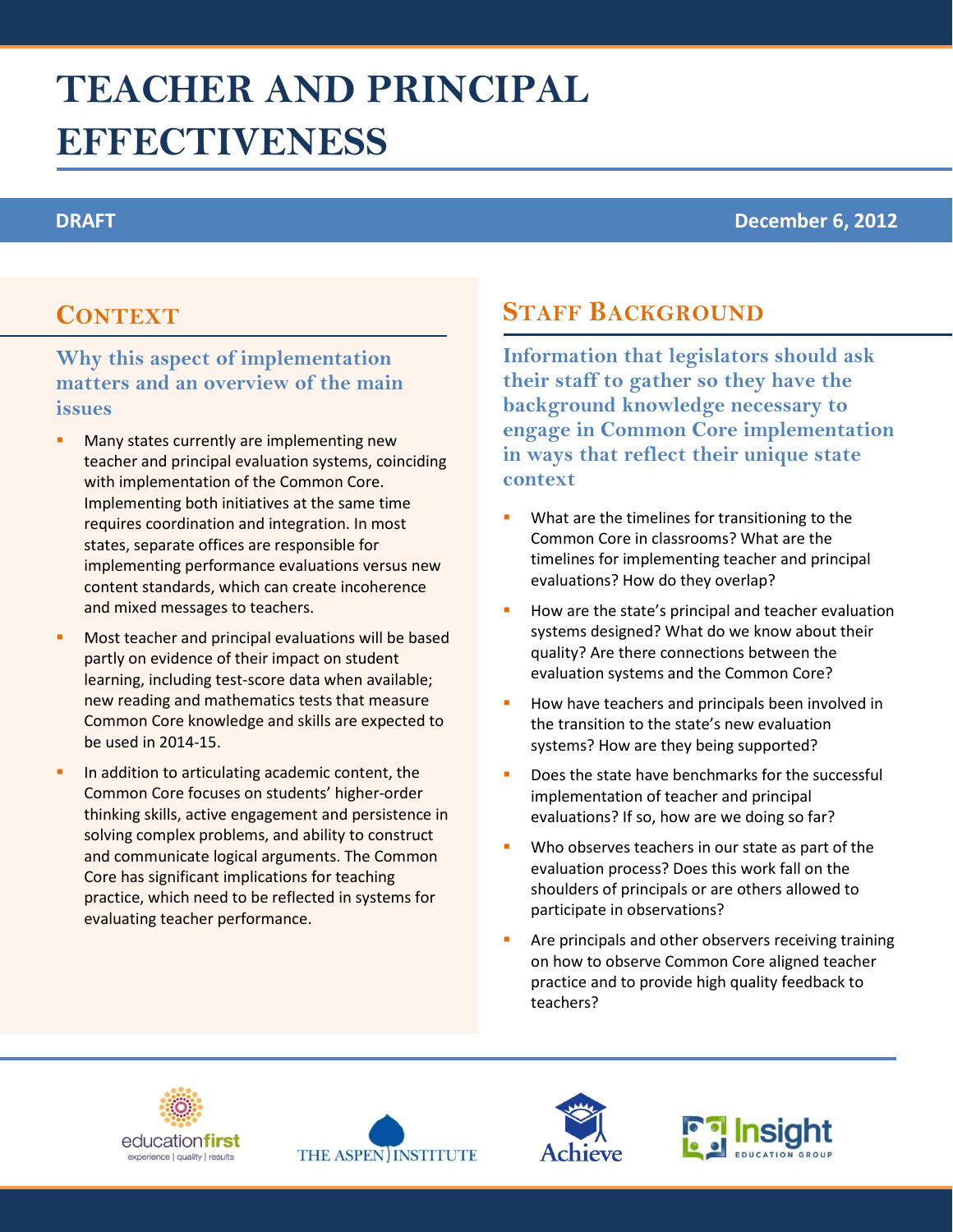# TEACHER AND PRINCIPAL EFFECTIVENESS

**DRAFT** **December 6, 2012**

## Context

### Why this aspect of implementation matters and an overview of the main issues

- Many states currently are implementing new teacher and principal evaluation systems, coinciding with implementation of the Common Core. Implementing both initiatives at the same time requires coordination and integration. In most states, separate offices are responsible for implementing performance evaluations versus new content standards, which can create incoherence and mixed messages to teachers.
- Most teacher and principal evaluations will be based partly on evidence of their impact on student learning, including test-score data when available; new reading and mathematics tests that measure Common Core knowledge and skills are expected to be used in 2014-15.
- In addition to articulating academic content, the Common Core focuses on students' higher-order thinking skills, active engagement and persistence in solving complex problems, and ability to construct and communicate logical arguments. The Common Core has significant implications for teaching practice, which need to be reflected in systems for evaluating teacher performance.

## Staff Background

### Information that legislators should ask their staff to gather so they have the background knowledge necessary to engage in Common Core implementation in ways that reflect their unique state context

- What are the timelines for transitioning to the Common Core in classrooms? What are the timelines for implementing teacher and principal evaluations? How do they overlap?
- How are the state's principal and teacher evaluation systems designed? What do we know about their quality? Are there connections between the evaluation systems and the Common Core?
- How have teachers and principals been involved in the transition to the state's new evaluation systems? How are they being supported?
- Does the state have benchmarks for the successful implementation of teacher and principal evaluations? If so, how are we doing so far?
- Who observes teachers in our state as part of the evaluation process? Does this work fall on the shoulders of principals or are others allowed to participate in observations?
- Are principals and other observers receiving training on how to observe Common Core aligned teacher practice and to provide high quality feedback to teachers?

educationfirst — experience | quality | results · THE ASPEN INSTITUTE · Achieve · Insight Education Group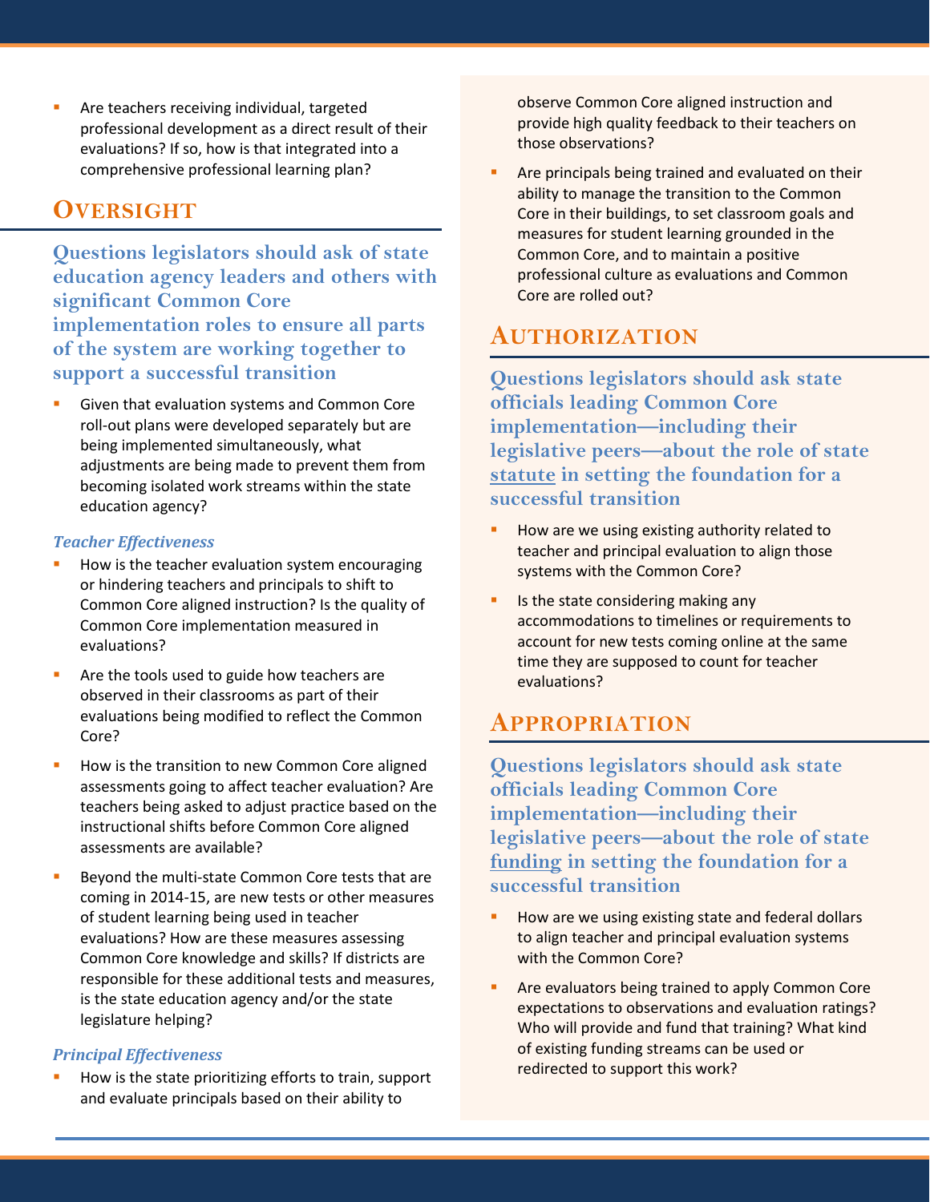- Are teachers receiving individual, targeted professional development as a direct result of their evaluations? If so, how is that integrated into a comprehensive professional learning plan?

## Oversight

### Questions legislators should ask of state education agency leaders and others with significant Common Core implementation roles to ensure all parts of the system are working together to support a successful transition

- Given that evaluation systems and Common Core roll-out plans were developed separately but are being implemented simultaneously, what adjustments are being made to prevent them from becoming isolated work streams within the state education agency?

#### *Teacher Effectiveness*

- How is the teacher evaluation system encouraging or hindering teachers and principals to shift to Common Core aligned instruction? Is the quality of Common Core implementation measured in evaluations?
- Are the tools used to guide how teachers are observed in their classrooms as part of their evaluations being modified to reflect the Common Core?
- How is the transition to new Common Core aligned assessments going to affect teacher evaluation? Are teachers being asked to adjust practice based on the instructional shifts before Common Core aligned assessments are available?
- Beyond the multi-state Common Core tests that are coming in 2014-15, are new tests or other measures of student learning being used in teacher evaluations? How are these measures assessing Common Core knowledge and skills? If districts are responsible for these additional tests and measures, is the state education agency and/or the state legislature helping?

#### *Principal Effectiveness*

- How is the state prioritizing efforts to train, support and evaluate principals based on their ability to observe Common Core aligned instruction and provide high quality feedback to their teachers on those observations?
- Are principals being trained and evaluated on their ability to manage the transition to the Common Core in their buildings, to set classroom goals and measures for student learning grounded in the Common Core, and to maintain a positive professional culture as evaluations and Common Core are rolled out?

## Authorization

### Questions legislators should ask state officials leading Common Core implementation—including their legislative peers—about the role of state statute in setting the foundation for a successful transition

- How are we using existing authority related to teacher and principal evaluation to align those systems with the Common Core?
- Is the state considering making any accommodations to timelines or requirements to account for new tests coming online at the same time they are supposed to count for teacher evaluations?

## Appropriation

### Questions legislators should ask state officials leading Common Core implementation—including their legislative peers—about the role of state funding in setting the foundation for a successful transition

- How are we using existing state and federal dollars to align teacher and principal evaluation systems with the Common Core?
- Are evaluators being trained to apply Common Core expectations to observations and evaluation ratings? Who will provide and fund that training? What kind of existing funding streams can be used or redirected to support this work?